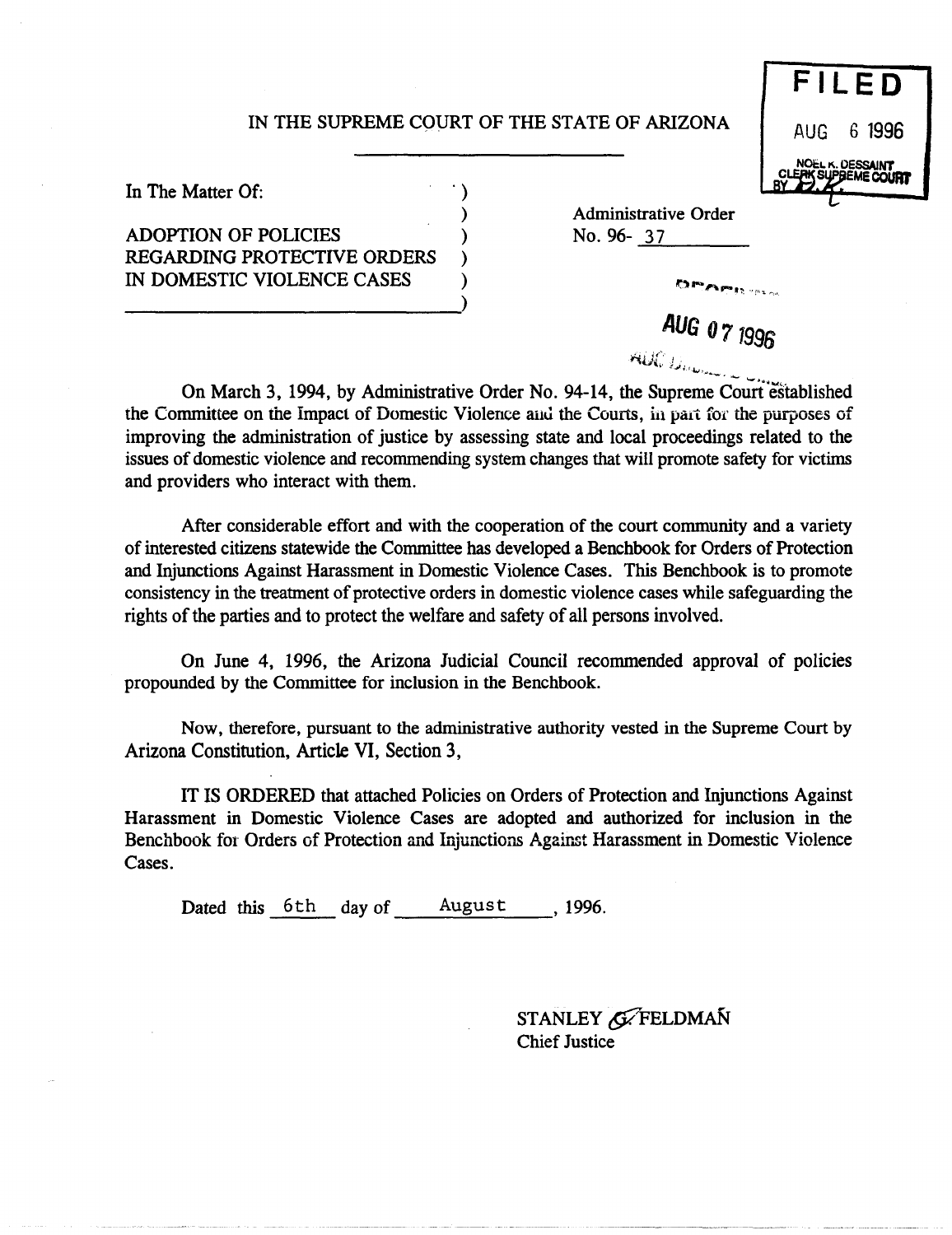IN THE SUPREME COURT OF THE STATE OF ARIZONA

**FILED**
AUG 6 1996
NOEL K. DESSAINT
CLERK SUPREME COURT
BY

In The Matter Of:

ADOPTION OF POLICIES REGARDING PROTECTIVE ORDERS IN DOMESTIC VIOLENCE CASES

Administrative Order No. 96- 37

AUG 07 1996

On March 3, 1994, by Administrative Order No. 94-14, the Supreme Court established the Committee on the Impact of Domestic Violence and the Courts, in part for the purposes of improving the administration of justice by assessing state and local proceedings related to the issues of domestic violence and recommending system changes that will promote safety for victims and providers who interact with them.

After considerable effort and with the cooperation of the court community and a variety of interested citizens statewide the Committee has developed a Benchbook for Orders of Protection and Injunctions Against Harassment in Domestic Violence Cases. This Benchbook is to promote consistency in the treatment of protective orders in domestic violence cases while safeguarding the rights of the parties and to protect the welfare and safety of all persons involved.

On June 4, 1996, the Arizona Judicial Council recommended approval of policies propounded by the Committee for inclusion in the Benchbook.

Now, therefore, pursuant to the administrative authority vested in the Supreme Court by Arizona Constitution, Article VI, Section 3,

IT IS ORDERED that attached Policies on Orders of Protection and Injunctions Against Harassment in Domestic Violence Cases are adopted and authorized for inclusion in the Benchbook for Orders of Protection and Injunctions Against Harassment in Domestic Violence Cases.

Dated this 6th day of August, 1996.

STANLEY G. FELDMAN
Chief Justice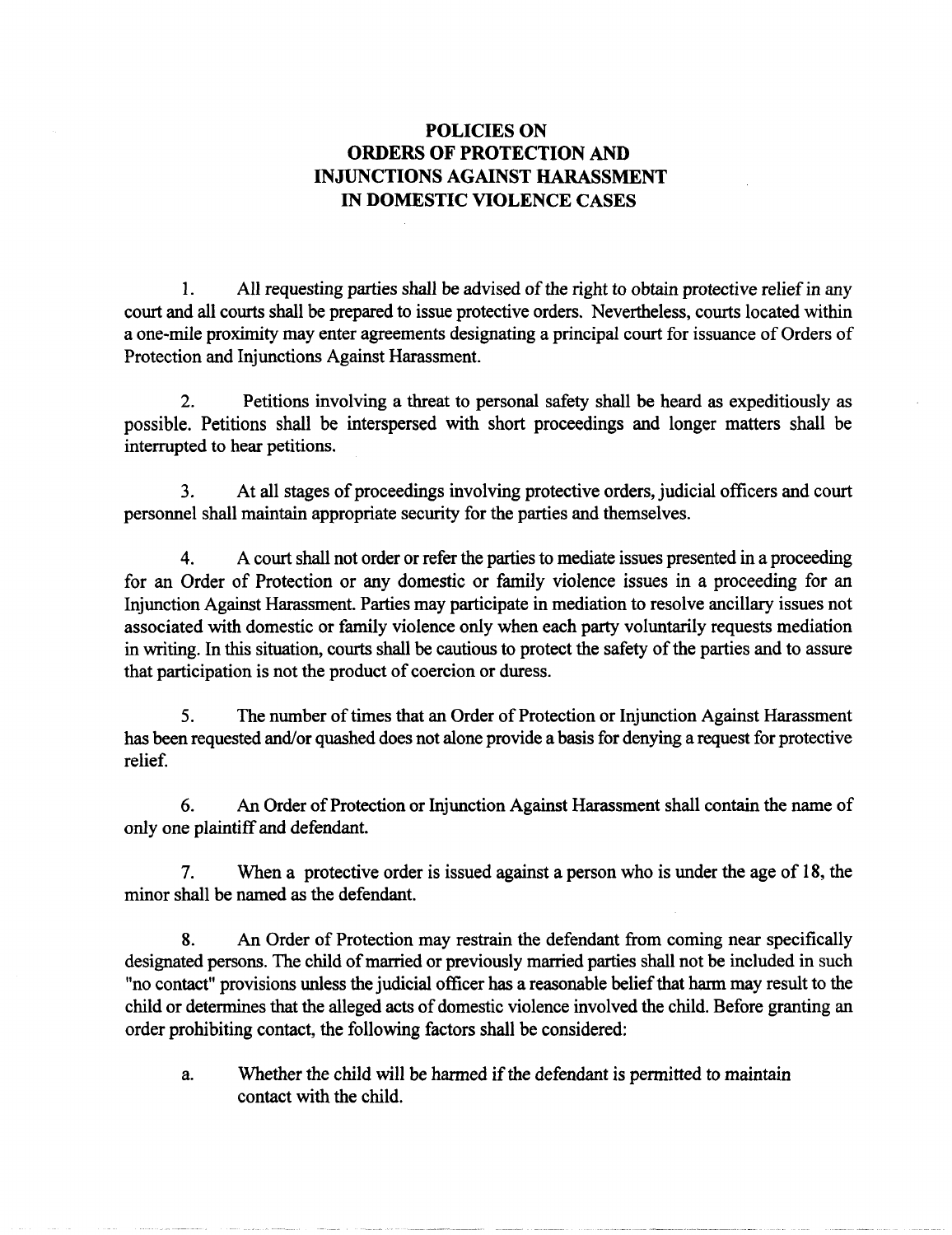# POLICIES ON ORDERS OF PROTECTION AND INJUNCTIONS AGAINST HARASSMENT IN DOMESTIC VIOLENCE CASES

1. All requesting parties shall be advised of the right to obtain protective relief in any court and all courts shall be prepared to issue protective orders. Nevertheless, courts located within a one-mile proximity may enter agreements designating a principal court for issuance of Orders of Protection and Injunctions Against Harassment.

2. Petitions involving a threat to personal safety shall be heard as expeditiously as possible. Petitions shall be interspersed with short proceedings and longer matters shall be interrupted to hear petitions.

3. At all stages of proceedings involving protective orders, judicial officers and court personnel shall maintain appropriate security for the parties and themselves.

4. A court shall not order or refer the parties to mediate issues presented in a proceeding for an Order of Protection or any domestic or family violence issues in a proceeding for an Injunction Against Harassment. Parties may participate in mediation to resolve ancillary issues not associated with domestic or family violence only when each party voluntarily requests mediation in writing. In this situation, courts shall be cautious to protect the safety of the parties and to assure that participation is not the product of coercion or duress.

5. The number of times that an Order of Protection or Injunction Against Harassment has been requested and/or quashed does not alone provide a basis for denying a request for protective relief.

6. An Order of Protection or Injunction Against Harassment shall contain the name of only one plaintiff and defendant.

7. When a protective order is issued against a person who is under the age of 18, the minor shall be named as the defendant.

8. An Order of Protection may restrain the defendant from coming near specifically designated persons. The child of married or previously married parties shall not be included in such "no contact" provisions unless the judicial officer has a reasonable belief that harm may result to the child or determines that the alleged acts of domestic violence involved the child. Before granting an order prohibiting contact, the following factors shall be considered:

   a. Whether the child will be harmed if the defendant is permitted to maintain contact with the child.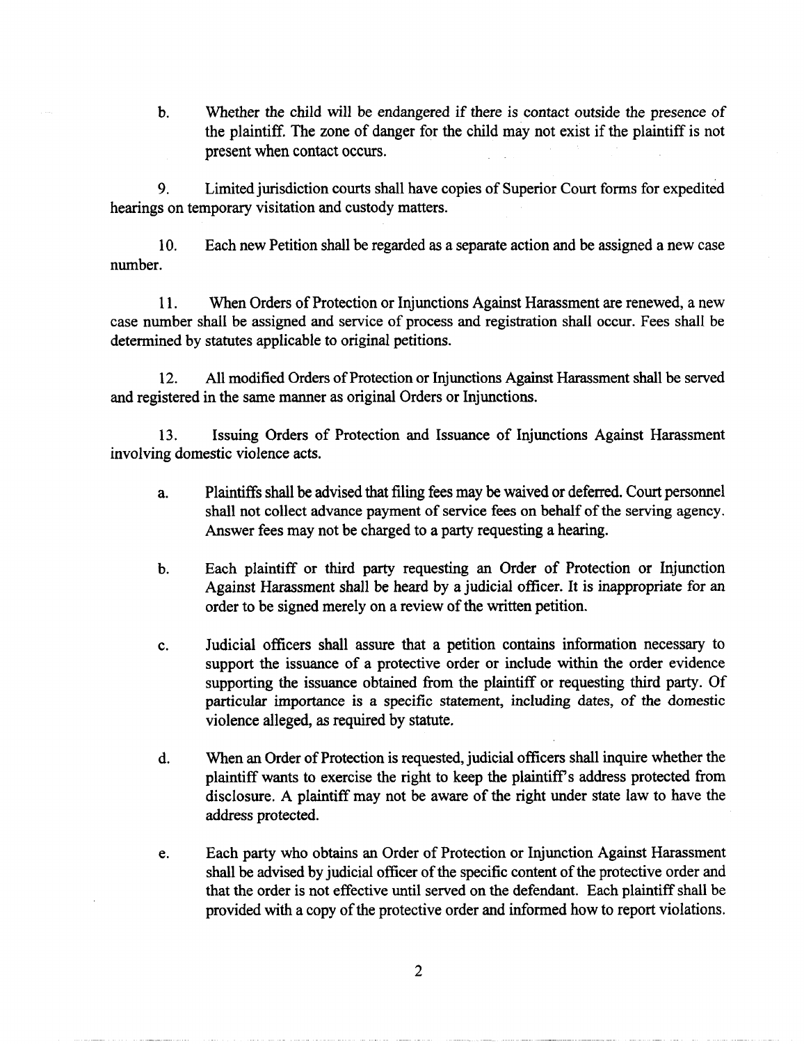b. Whether the child will be endangered if there is contact outside the presence of the plaintiff. The zone of danger for the child may not exist if the plaintiff is not present when contact occurs.

9. Limited jurisdiction courts shall have copies of Superior Court forms for expedited hearings on temporary visitation and custody matters.

10. Each new Petition shall be regarded as a separate action and be assigned a new case number.

11. When Orders of Protection or Injunctions Against Harassment are renewed, a new case number shall be assigned and service of process and registration shall occur. Fees shall be determined by statutes applicable to original petitions.

12. All modified Orders of Protection or Injunctions Against Harassment shall be served and registered in the same manner as original Orders or Injunctions.

13. Issuing Orders of Protection and Issuance of Injunctions Against Harassment involving domestic violence acts.

a. Plaintiffs shall be advised that filing fees may be waived or deferred. Court personnel shall not collect advance payment of service fees on behalf of the serving agency. Answer fees may not be charged to a party requesting a hearing.

b. Each plaintiff or third party requesting an Order of Protection or Injunction Against Harassment shall be heard by a judicial officer. It is inappropriate for an order to be signed merely on a review of the written petition.

c. Judicial officers shall assure that a petition contains information necessary to support the issuance of a protective order or include within the order evidence supporting the issuance obtained from the plaintiff or requesting third party. Of particular importance is a specific statement, including dates, of the domestic violence alleged, as required by statute.

d. When an Order of Protection is requested, judicial officers shall inquire whether the plaintiff wants to exercise the right to keep the plaintiff's address protected from disclosure. A plaintiff may not be aware of the right under state law to have the address protected.

e. Each party who obtains an Order of Protection or Injunction Against Harassment shall be advised by judicial officer of the specific content of the protective order and that the order is not effective until served on the defendant. Each plaintiff shall be provided with a copy of the protective order and informed how to report violations.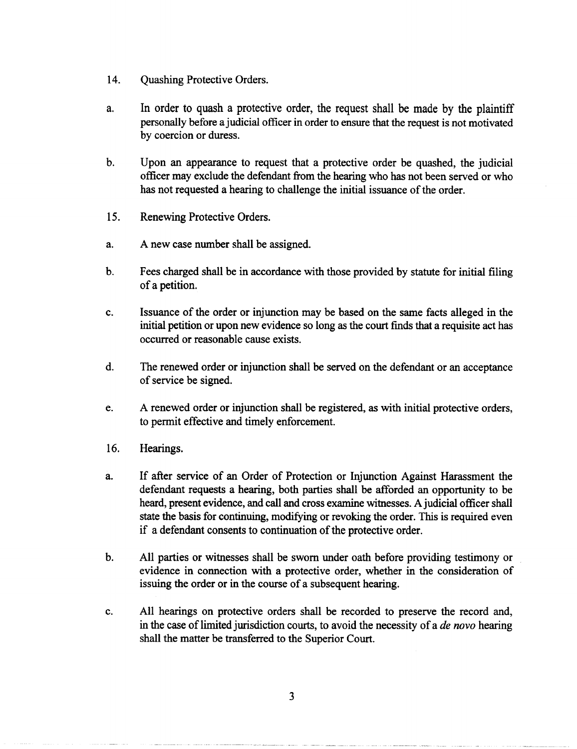14. Quashing Protective Orders.

a. In order to quash a protective order, the request shall be made by the plaintiff personally before a judicial officer in order to ensure that the request is not motivated by coercion or duress.

b. Upon an appearance to request that a protective order be quashed, the judicial officer may exclude the defendant from the hearing who has not been served or who has not requested a hearing to challenge the initial issuance of the order.

15. Renewing Protective Orders.

a. A new case number shall be assigned.

b. Fees charged shall be in accordance with those provided by statute for initial filing of a petition.

c. Issuance of the order or injunction may be based on the same facts alleged in the initial petition or upon new evidence so long as the court finds that a requisite act has occurred or reasonable cause exists.

d. The renewed order or injunction shall be served on the defendant or an acceptance of service be signed.

e. A renewed order or injunction shall be registered, as with initial protective orders, to permit effective and timely enforcement.

16. Hearings.

a. If after service of an Order of Protection or Injunction Against Harassment the defendant requests a hearing, both parties shall be afforded an opportunity to be heard, present evidence, and call and cross examine witnesses. A judicial officer shall state the basis for continuing, modifying or revoking the order. This is required even if a defendant consents to continuation of the protective order.

b. All parties or witnesses shall be sworn under oath before providing testimony or evidence in connection with a protective order, whether in the consideration of issuing the order or in the course of a subsequent hearing.

c. All hearings on protective orders shall be recorded to preserve the record and, in the case of limited jurisdiction courts, to avoid the necessity of a *de novo* hearing shall the matter be transferred to the Superior Court.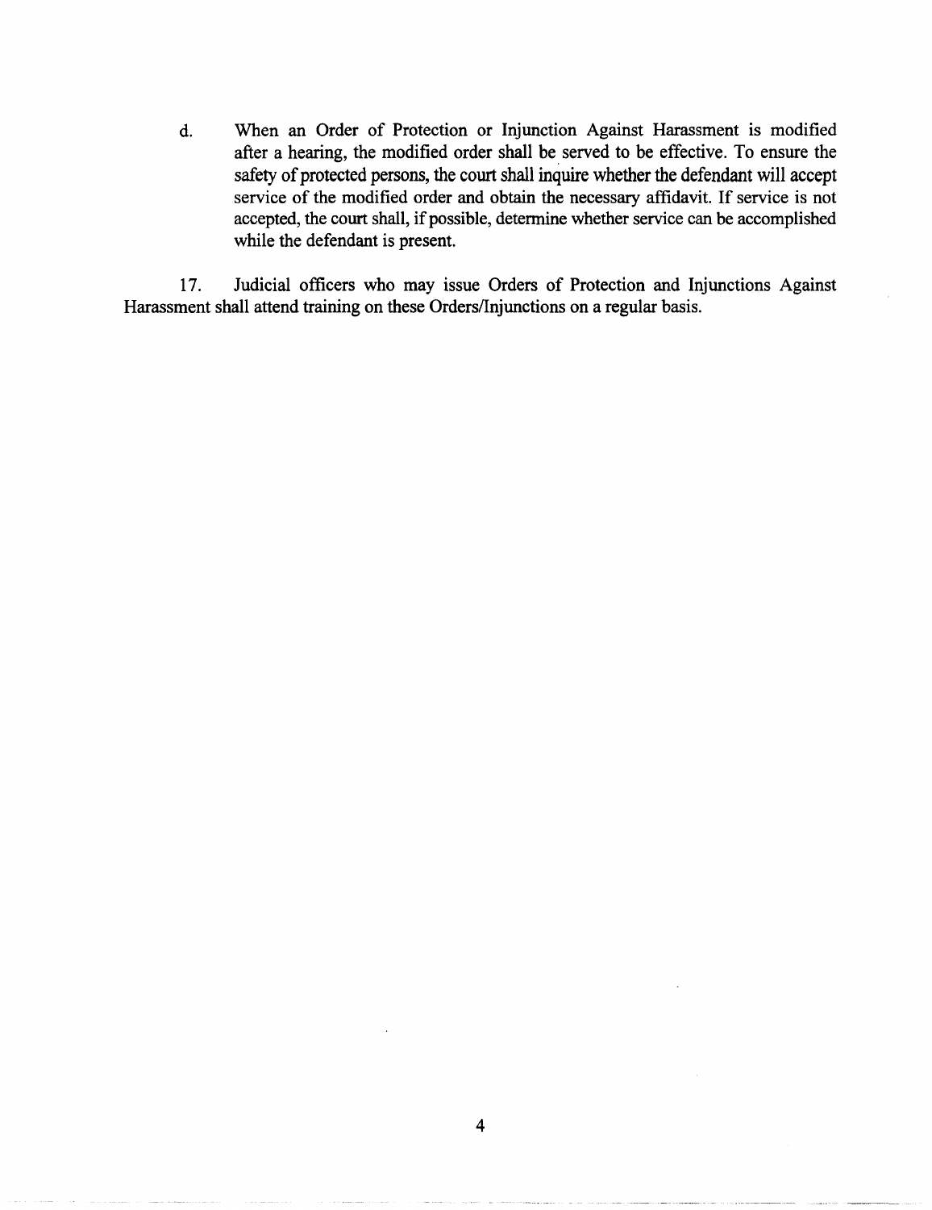d. When an Order of Protection or Injunction Against Harassment is modified after a hearing, the modified order shall be served to be effective. To ensure the safety of protected persons, the court shall inquire whether the defendant will accept service of the modified order and obtain the necessary affidavit. If service is not accepted, the court shall, if possible, determine whether service can be accomplished while the defendant is present.

17. Judicial officers who may issue Orders of Protection and Injunctions Against Harassment shall attend training on these Orders/Injunctions on a regular basis.